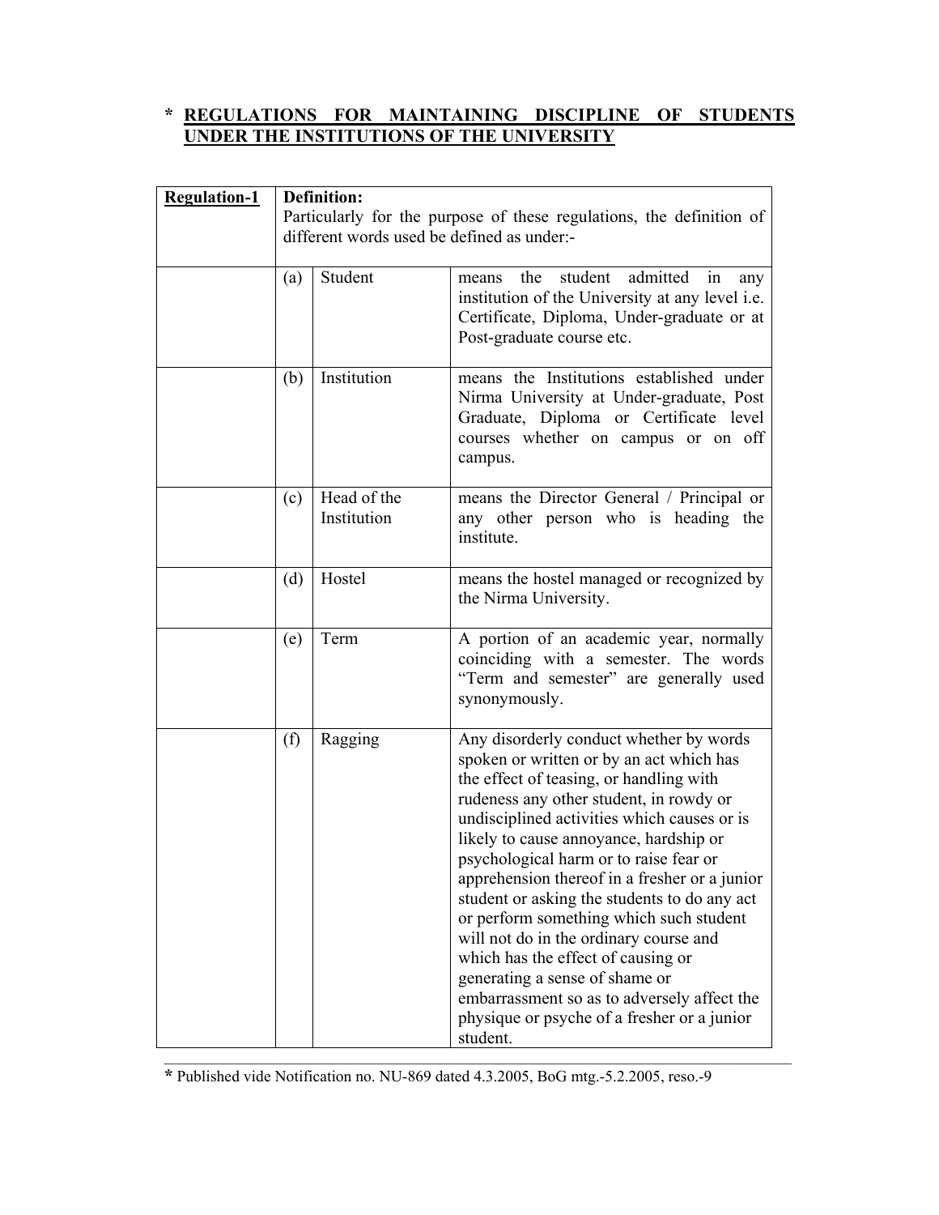## * REGULATIONS FOR MAINTAINING DISCIPLINE OF STUDENTS UNDER THE INSTITUTIONS OF THE UNIVERSITY

| **Regulation-1** | **Definition:** Particularly for the purpose of these regulations, the definition of different words used be defined as under:- | | |
|---|---|---|---|
| | (a) | Student | means the student admitted in any institution of the University at any level i.e. Certificate, Diploma, Under-graduate or at Post-graduate course etc. |
| | (b) | Institution | means the Institutions established under Nirma University at Under-graduate, Post Graduate, Diploma or Certificate level courses whether on campus or on off campus. |
| | (c) | Head of the Institution | means the Director General / Principal or any other person who is heading the institute. |
| | (d) | Hostel | means the hostel managed or recognized by the Nirma University. |
| | (e) | Term | A portion of an academic year, normally coinciding with a semester. The words "Term and semester" are generally used synonymously. |
| | (f) | Ragging | Any disorderly conduct whether by words spoken or written or by an act which has the effect of teasing, or handling with rudeness any other student, in rowdy or undisciplined activities which causes or is likely to cause annoyance, hardship or psychological harm or to raise fear or apprehension thereof in a fresher or a junior student or asking the students to do any act or perform something which such student will not do in the ordinary course and which has the effect of causing or generating a sense of shame or embarrassment so as to adversely affect the physique or psyche of a fresher or a junior student. |

**\*** Published vide Notification no. NU-869 dated 4.3.2005, BoG mtg.-5.2.2005, reso.-9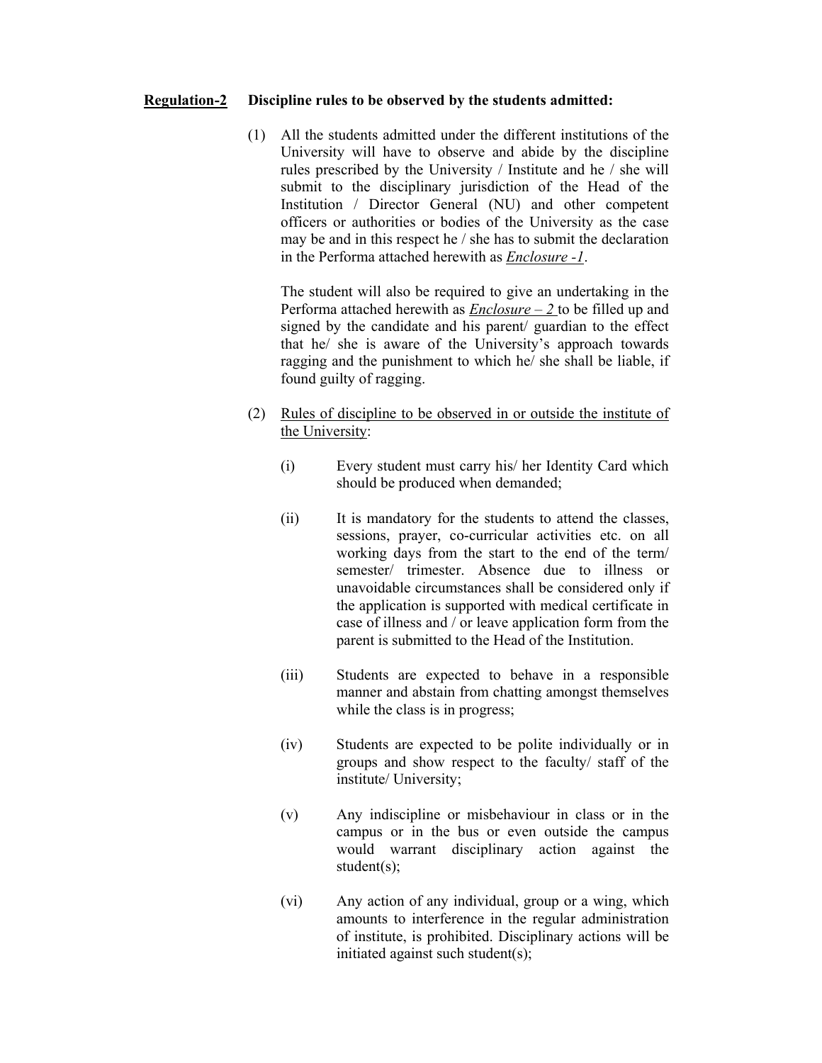**<u>Regulation-2</u>** **Discipline rules to be observed by the students admitted:**

(1) All the students admitted under the different institutions of the University will have to observe and abide by the discipline rules prescribed by the University / Institute and he / she will submit to the disciplinary jurisdiction of the Head of the Institution / Director General (NU) and other competent officers or authorities or bodies of the University as the case may be and in this respect he / she has to submit the declaration in the Performa attached herewith as <u>*Enclosure -1*</u>.

The student will also be required to give an undertaking in the Performa attached herewith as <u>*Enclosure – 2*</u> to be filled up and signed by the candidate and his parent/ guardian to the effect that he/ she is aware of the University's approach towards ragging and the punishment to which he/ she shall be liable, if found guilty of ragging.

(2) <u>Rules of discipline to be observed in or outside the institute of the University</u>:

(i) Every student must carry his/ her Identity Card which should be produced when demanded;

(ii) It is mandatory for the students to attend the classes, sessions, prayer, co-curricular activities etc. on all working days from the start to the end of the term/ semester/ trimester. Absence due to illness or unavoidable circumstances shall be considered only if the application is supported with medical certificate in case of illness and / or leave application form from the parent is submitted to the Head of the Institution.

(iii) Students are expected to behave in a responsible manner and abstain from chatting amongst themselves while the class is in progress;

(iv) Students are expected to be polite individually or in groups and show respect to the faculty/ staff of the institute/ University;

(v) Any indiscipline or misbehaviour in class or in the campus or in the bus or even outside the campus would warrant disciplinary action against the student(s);

(vi) Any action of any individual, group or a wing, which amounts to interference in the regular administration of institute, is prohibited. Disciplinary actions will be initiated against such student(s);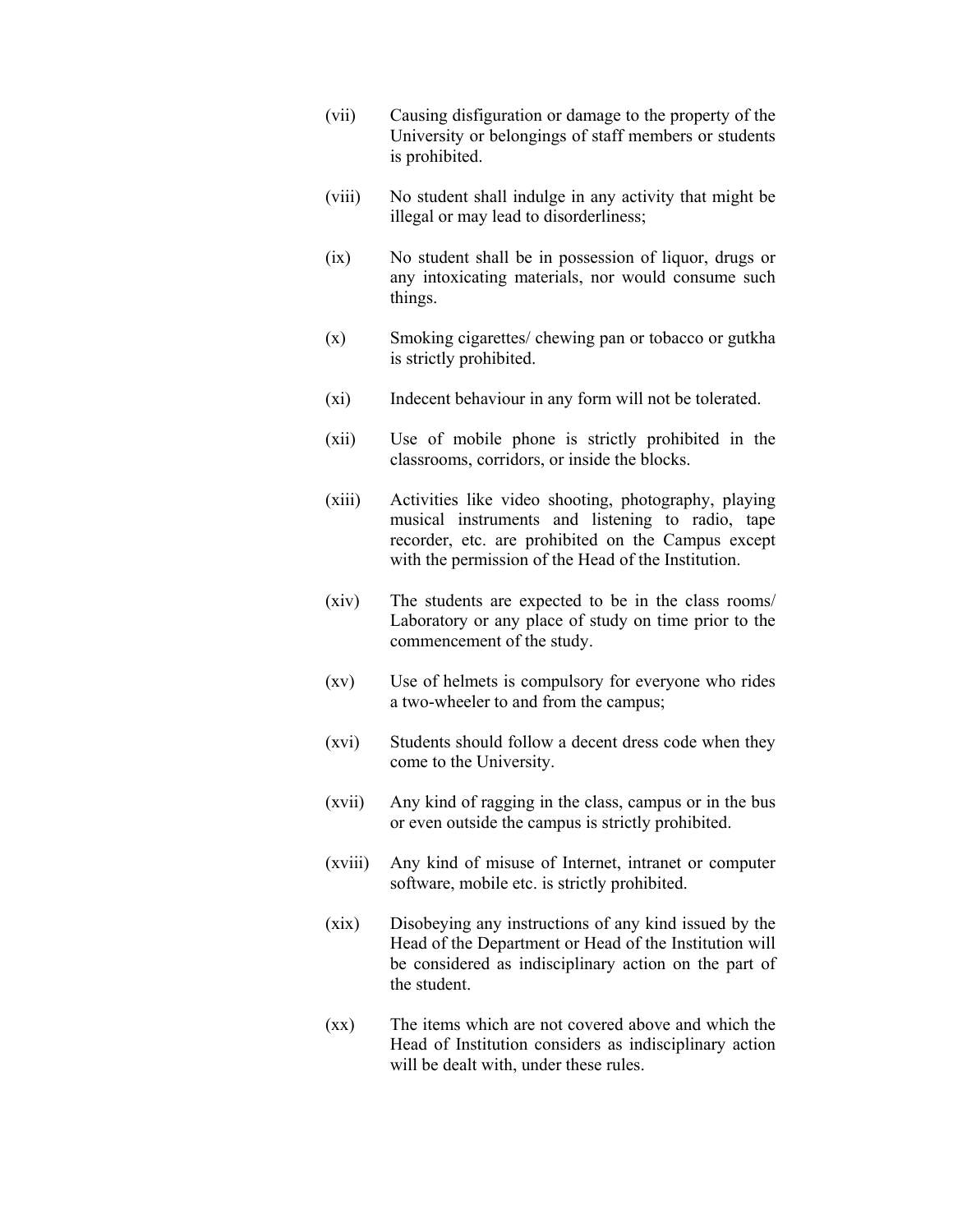(vii) Causing disfiguration or damage to the property of the University or belongings of staff members or students is prohibited.

(viii) No student shall indulge in any activity that might be illegal or may lead to disorderliness;

(ix) No student shall be in possession of liquor, drugs or any intoxicating materials, nor would consume such things.

(x) Smoking cigarettes/ chewing pan or tobacco or gutkha is strictly prohibited.

(xi) Indecent behaviour in any form will not be tolerated.

(xii) Use of mobile phone is strictly prohibited in the classrooms, corridors, or inside the blocks.

(xiii) Activities like video shooting, photography, playing musical instruments and listening to radio, tape recorder, etc. are prohibited on the Campus except with the permission of the Head of the Institution.

(xiv) The students are expected to be in the class rooms/ Laboratory or any place of study on time prior to the commencement of the study.

(xv) Use of helmets is compulsory for everyone who rides a two-wheeler to and from the campus;

(xvi) Students should follow a decent dress code when they come to the University.

(xvii) Any kind of ragging in the class, campus or in the bus or even outside the campus is strictly prohibited.

(xviii) Any kind of misuse of Internet, intranet or computer software, mobile etc. is strictly prohibited.

(xix) Disobeying any instructions of any kind issued by the Head of the Department or Head of the Institution will be considered as indisciplinary action on the part of the student.

(xx) The items which are not covered above and which the Head of Institution considers as indisciplinary action will be dealt with, under these rules.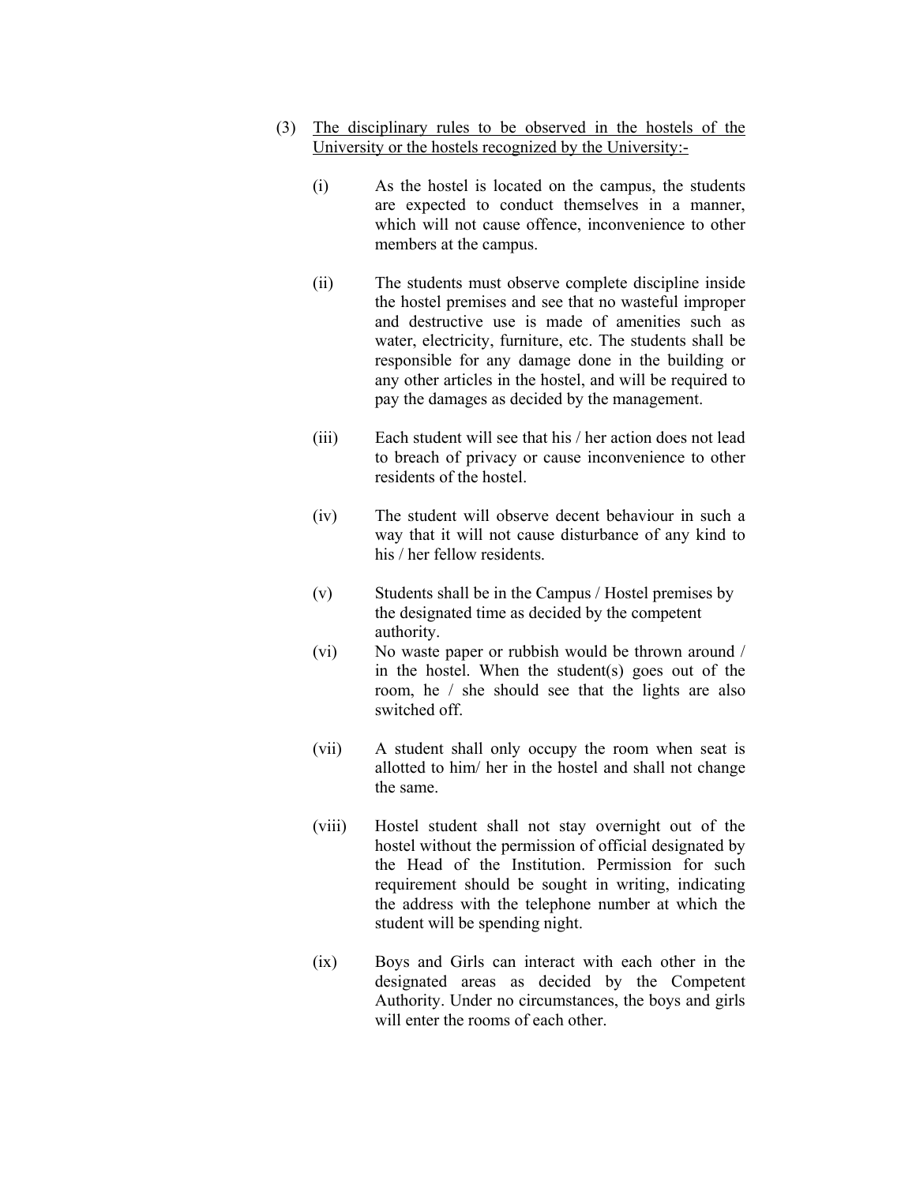(3) <u>The disciplinary rules to be observed in the hostels of the University or the hostels recognized by the University:-</u>

(i) As the hostel is located on the campus, the students are expected to conduct themselves in a manner, which will not cause offence, inconvenience to other members at the campus.

(ii) The students must observe complete discipline inside the hostel premises and see that no wasteful improper and destructive use is made of amenities such as water, electricity, furniture, etc. The students shall be responsible for any damage done in the building or any other articles in the hostel, and will be required to pay the damages as decided by the management.

(iii) Each student will see that his / her action does not lead to breach of privacy or cause inconvenience to other residents of the hostel.

(iv) The student will observe decent behaviour in such a way that it will not cause disturbance of any kind to his / her fellow residents.

(v) Students shall be in the Campus / Hostel premises by the designated time as decided by the competent authority.

(vi) No waste paper or rubbish would be thrown around / in the hostel. When the student(s) goes out of the room, he / she should see that the lights are also switched off.

(vii) A student shall only occupy the room when seat is allotted to him/ her in the hostel and shall not change the same.

(viii) Hostel student shall not stay overnight out of the hostel without the permission of official designated by the Head of the Institution. Permission for such requirement should be sought in writing, indicating the address with the telephone number at which the student will be spending night.

(ix) Boys and Girls can interact with each other in the designated areas as decided by the Competent Authority. Under no circumstances, the boys and girls will enter the rooms of each other.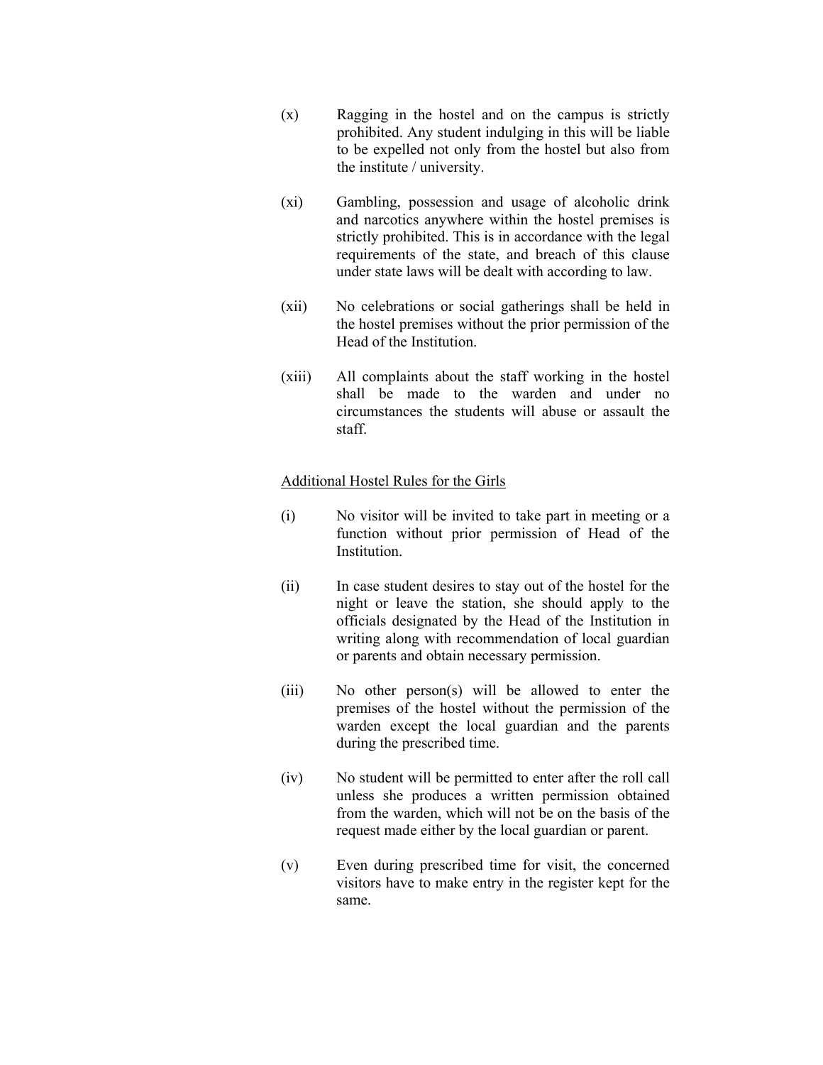(x) Ragging in the hostel and on the campus is strictly prohibited. Any student indulging in this will be liable to be expelled not only from the hostel but also from the institute / university.

(xi) Gambling, possession and usage of alcoholic drink and narcotics anywhere within the hostel premises is strictly prohibited. This is in accordance with the legal requirements of the state, and breach of this clause under state laws will be dealt with according to law.

(xii) No celebrations or social gatherings shall be held in the hostel premises without the prior permission of the Head of the Institution.

(xiii) All complaints about the staff working in the hostel shall be made to the warden and under no circumstances the students will abuse or assault the staff.

<u>Additional Hostel Rules for the Girls</u>

(i) No visitor will be invited to take part in meeting or a function without prior permission of Head of the Institution.

(ii) In case student desires to stay out of the hostel for the night or leave the station, she should apply to the officials designated by the Head of the Institution in writing along with recommendation of local guardian or parents and obtain necessary permission.

(iii) No other person(s) will be allowed to enter the premises of the hostel without the permission of the warden except the local guardian and the parents during the prescribed time.

(iv) No student will be permitted to enter after the roll call unless she produces a written permission obtained from the warden, which will not be on the basis of the request made either by the local guardian or parent.

(v) Even during prescribed time for visit, the concerned visitors have to make entry in the register kept for the same.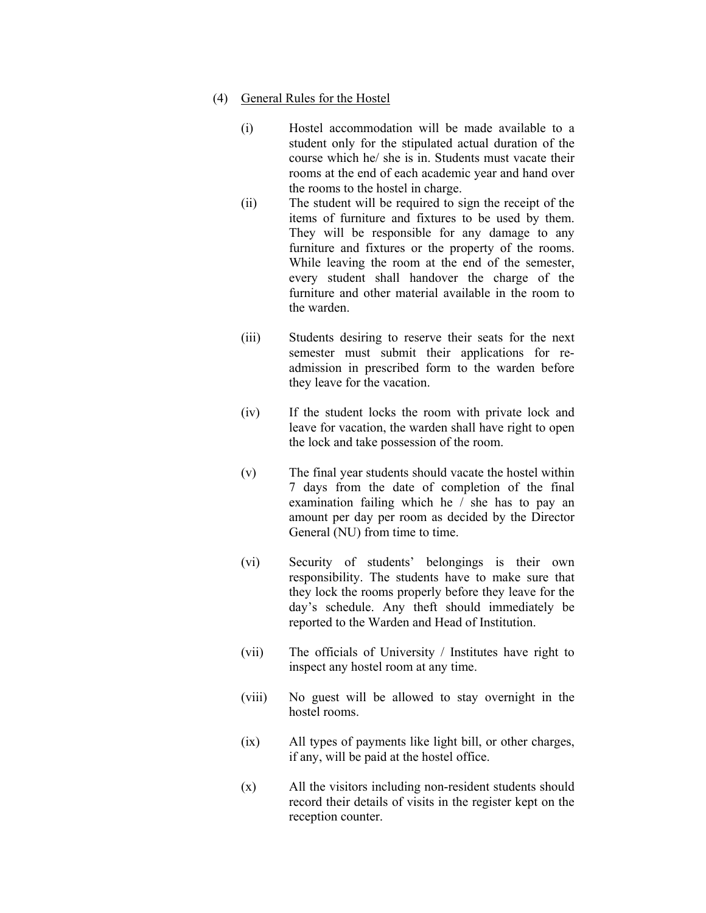(4) <u>General Rules for the Hostel</u>

(i) Hostel accommodation will be made available to a student only for the stipulated actual duration of the course which he/ she is in. Students must vacate their rooms at the end of each academic year and hand over the rooms to the hostel in charge.

(ii) The student will be required to sign the receipt of the items of furniture and fixtures to be used by them. They will be responsible for any damage to any furniture and fixtures or the property of the rooms. While leaving the room at the end of the semester, every student shall handover the charge of the furniture and other material available in the room to the warden.

(iii) Students desiring to reserve their seats for the next semester must submit their applications for re-admission in prescribed form to the warden before they leave for the vacation.

(iv) If the student locks the room with private lock and leave for vacation, the warden shall have right to open the lock and take possession of the room.

(v) The final year students should vacate the hostel within 7 days from the date of completion of the final examination failing which he / she has to pay an amount per day per room as decided by the Director General (NU) from time to time.

(vi) Security of students' belongings is their own responsibility. The students have to make sure that they lock the rooms properly before they leave for the day's schedule. Any theft should immediately be reported to the Warden and Head of Institution.

(vii) The officials of University / Institutes have right to inspect any hostel room at any time.

(viii) No guest will be allowed to stay overnight in the hostel rooms.

(ix) All types of payments like light bill, or other charges, if any, will be paid at the hostel office.

(x) All the visitors including non-resident students should record their details of visits in the register kept on the reception counter.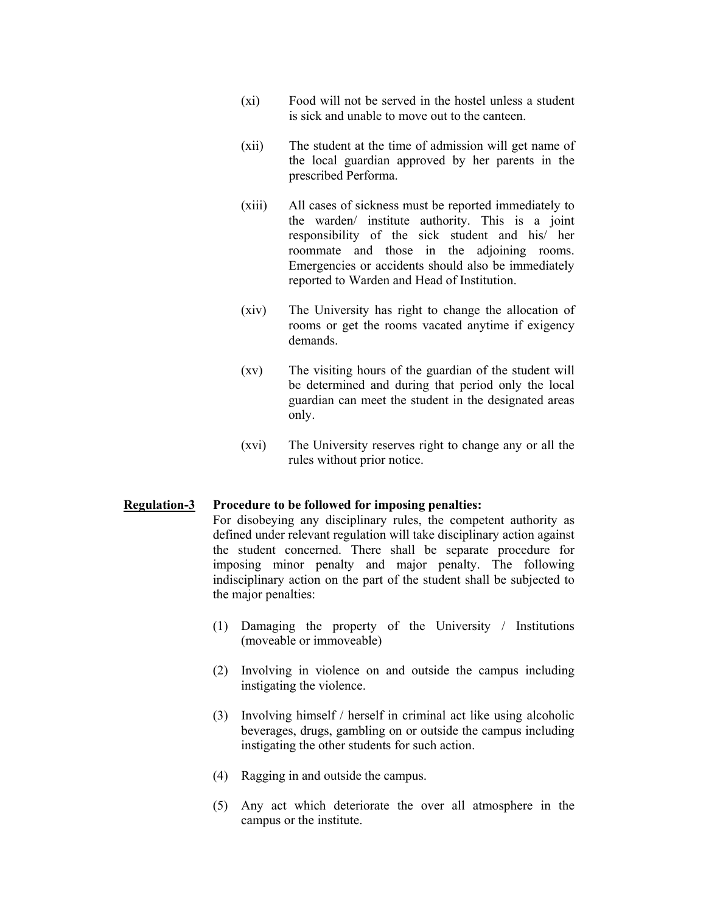(xi) Food will not be served in the hostel unless a student is sick and unable to move out to the canteen.

(xii) The student at the time of admission will get name of the local guardian approved by her parents in the prescribed Performa.

(xiii) All cases of sickness must be reported immediately to the warden/ institute authority. This is a joint responsibility of the sick student and his/ her roommate and those in the adjoining rooms. Emergencies or accidents should also be immediately reported to Warden and Head of Institution.

(xiv) The University has right to change the allocation of rooms or get the rooms vacated anytime if exigency demands.

(xv) The visiting hours of the guardian of the student will be determined and during that period only the local guardian can meet the student in the designated areas only.

(xvi) The University reserves right to change any or all the rules without prior notice.

**Regulation-3** **Procedure to be followed for imposing penalties:**

For disobeying any disciplinary rules, the competent authority as defined under relevant regulation will take disciplinary action against the student concerned. There shall be separate procedure for imposing minor penalty and major penalty. The following indisciplinary action on the part of the student shall be subjected to the major penalties:

(1) Damaging the property of the University / Institutions (moveable or immoveable)

(2) Involving in violence on and outside the campus including instigating the violence.

(3) Involving himself / herself in criminal act like using alcoholic beverages, drugs, gambling on or outside the campus including instigating the other students for such action.

(4) Ragging in and outside the campus.

(5) Any act which deteriorate the over all atmosphere in the campus or the institute.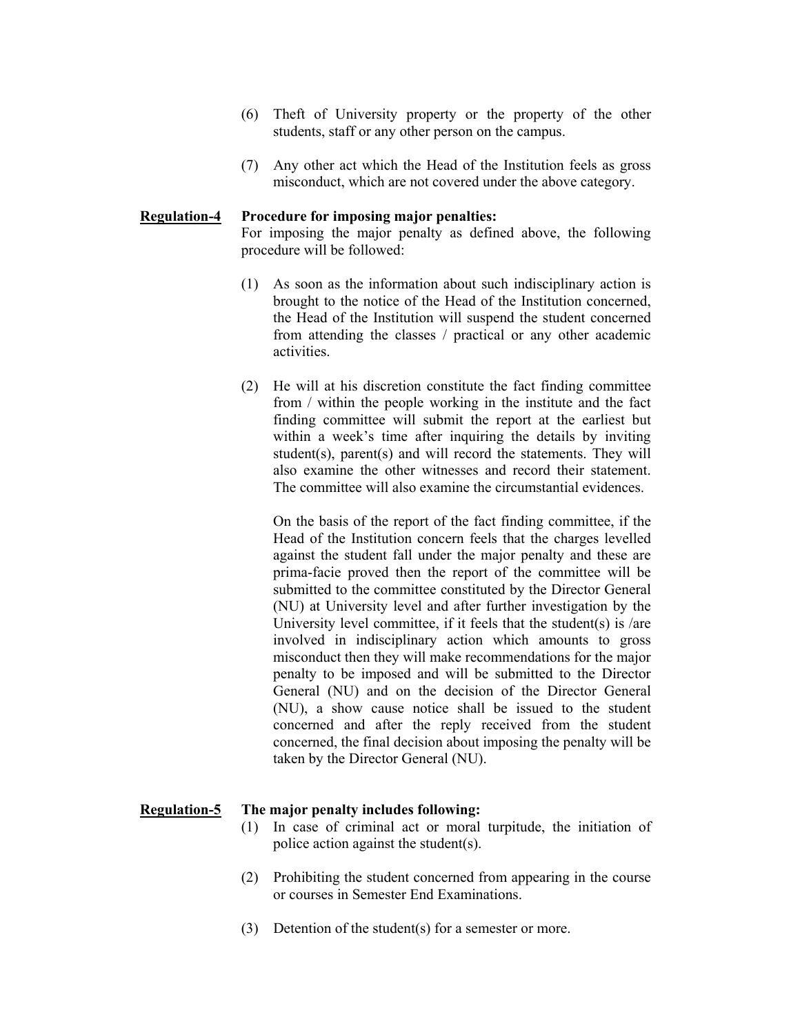(6) Theft of University property or the property of the other students, staff or any other person on the campus.

(7) Any other act which the Head of the Institution feels as gross misconduct, which are not covered under the above category.

**Regulation-4** **Procedure for imposing major penalties:**

For imposing the major penalty as defined above, the following procedure will be followed:

(1) As soon as the information about such indisciplinary action is brought to the notice of the Head of the Institution concerned, the Head of the Institution will suspend the student concerned from attending the classes / practical or any other academic activities.

(2) He will at his discretion constitute the fact finding committee from / within the people working in the institute and the fact finding committee will submit the report at the earliest but within a week's time after inquiring the details by inviting student(s), parent(s) and will record the statements. They will also examine the other witnesses and record their statement. The committee will also examine the circumstantial evidences.

On the basis of the report of the fact finding committee, if the Head of the Institution concern feels that the charges levelled against the student fall under the major penalty and these are prima-facie proved then the report of the committee will be submitted to the committee constituted by the Director General (NU) at University level and after further investigation by the University level committee, if it feels that the student(s) is /are involved in indisciplinary action which amounts to gross misconduct then they will make recommendations for the major penalty to be imposed and will be submitted to the Director General (NU) and on the decision of the Director General (NU), a show cause notice shall be issued to the student concerned and after the reply received from the student concerned, the final decision about imposing the penalty will be taken by the Director General (NU).

**Regulation-5** **The major penalty includes following:**

(1) In case of criminal act or moral turpitude, the initiation of police action against the student(s).

(2) Prohibiting the student concerned from appearing in the course or courses in Semester End Examinations.

(3) Detention of the student(s) for a semester or more.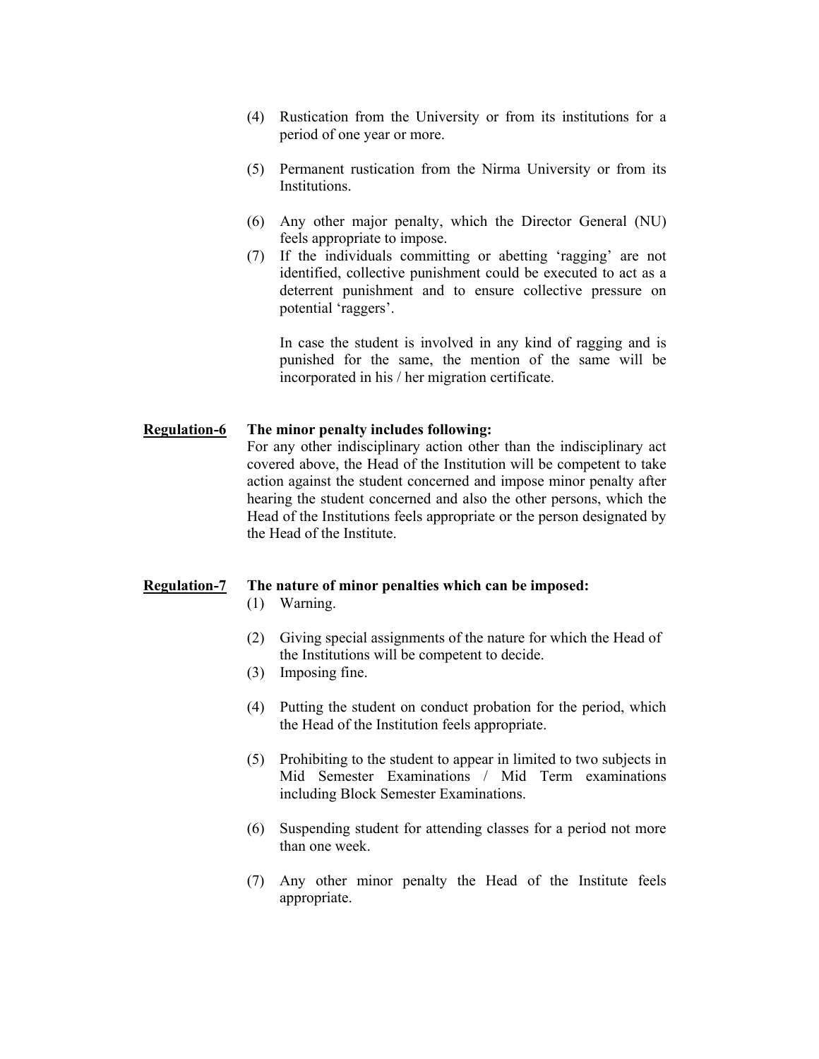(4) Rustication from the University or from its institutions for a period of one year or more.

(5) Permanent rustication from the Nirma University or from its Institutions.

(6) Any other major penalty, which the Director General (NU) feels appropriate to impose.

(7) If the individuals committing or abetting 'ragging' are not identified, collective punishment could be executed to act as a deterrent punishment and to ensure collective pressure on potential 'raggers'.

In case the student is involved in any kind of ragging and is punished for the same, the mention of the same will be incorporated in his / her migration certificate.

**Regulation-6** **The minor penalty includes following:**

For any other indisciplinary action other than the indisciplinary act covered above, the Head of the Institution will be competent to take action against the student concerned and impose minor penalty after hearing the student concerned and also the other persons, which the Head of the Institutions feels appropriate or the person designated by the Head of the Institute.

**Regulation-7** **The nature of minor penalties which can be imposed:**

(1) Warning.

(2) Giving special assignments of the nature for which the Head of the Institutions will be competent to decide.

(3) Imposing fine.

(4) Putting the student on conduct probation for the period, which the Head of the Institution feels appropriate.

(5) Prohibiting to the student to appear in limited to two subjects in Mid Semester Examinations / Mid Term examinations including Block Semester Examinations.

(6) Suspending student for attending classes for a period not more than one week.

(7) Any other minor penalty the Head of the Institute feels appropriate.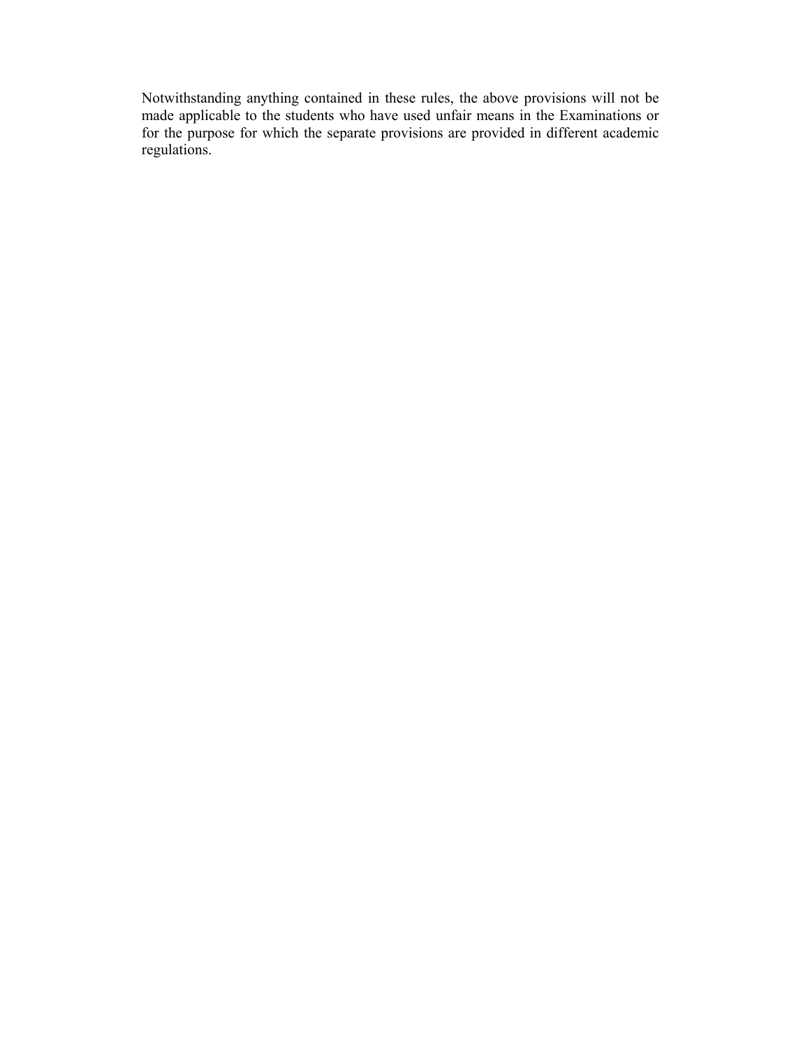Notwithstanding anything contained in these rules, the above provisions will not be made applicable to the students who have used unfair means in the Examinations or for the purpose for which the separate provisions are provided in different academic regulations.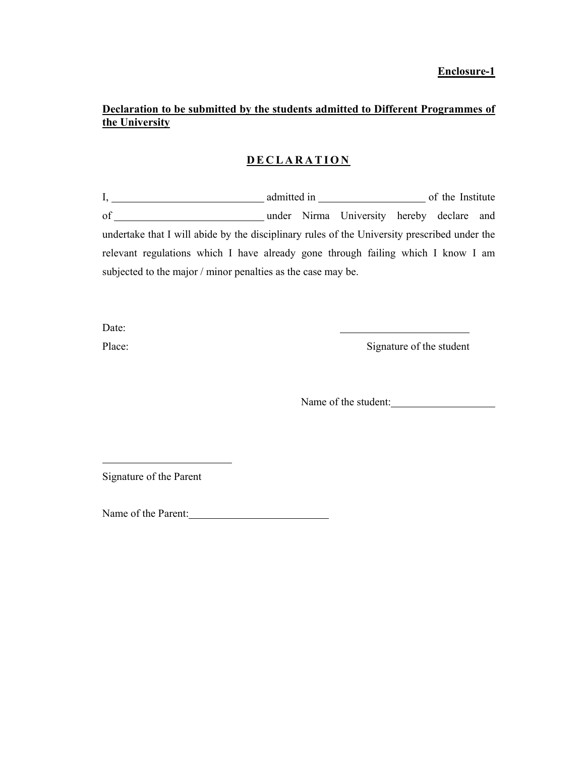**Enclosure-1**

**Declaration to be submitted by the students admitted to Different Programmes of the University**

## DECLARATION

I, ____________________________ admitted in ____________________ of the Institute of ____________________________ under Nirma University hereby declare and undertake that I will abide by the disciplinary rules of the University prescribed under the relevant regulations which I have already gone through failing which I know I am subjected to the major / minor penalties as the case may be.

Date:

Place:

________________________

Signature of the student

Name of the student:____________________

________________________

Signature of the Parent

Name of the Parent:__________________________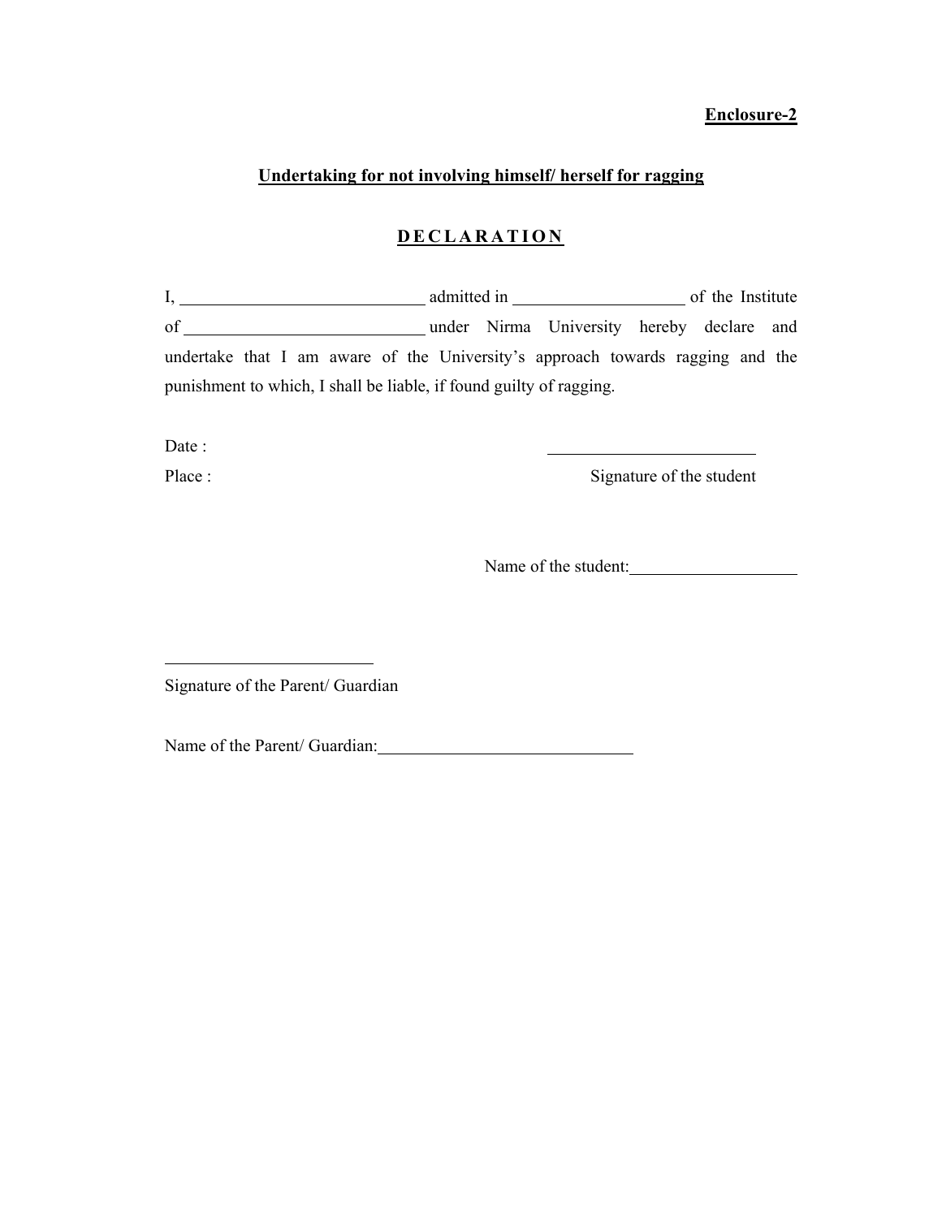**Enclosure-2**

**Undertaking for not involving himself/ herself for ragging**

**D E C L A R A T I O N**

I, ____________________________ admitted in ____________________ of the Institute of ____________________________ under Nirma University hereby declare and undertake that I am aware of the University's approach towards ragging and the punishment to which, I shall be liable, if found guilty of ragging.

Date :

Place :

________________________

Signature of the student

Name of the student: ____________________

________________________

Signature of the Parent/ Guardian

Name of the Parent/ Guardian: ______________________________